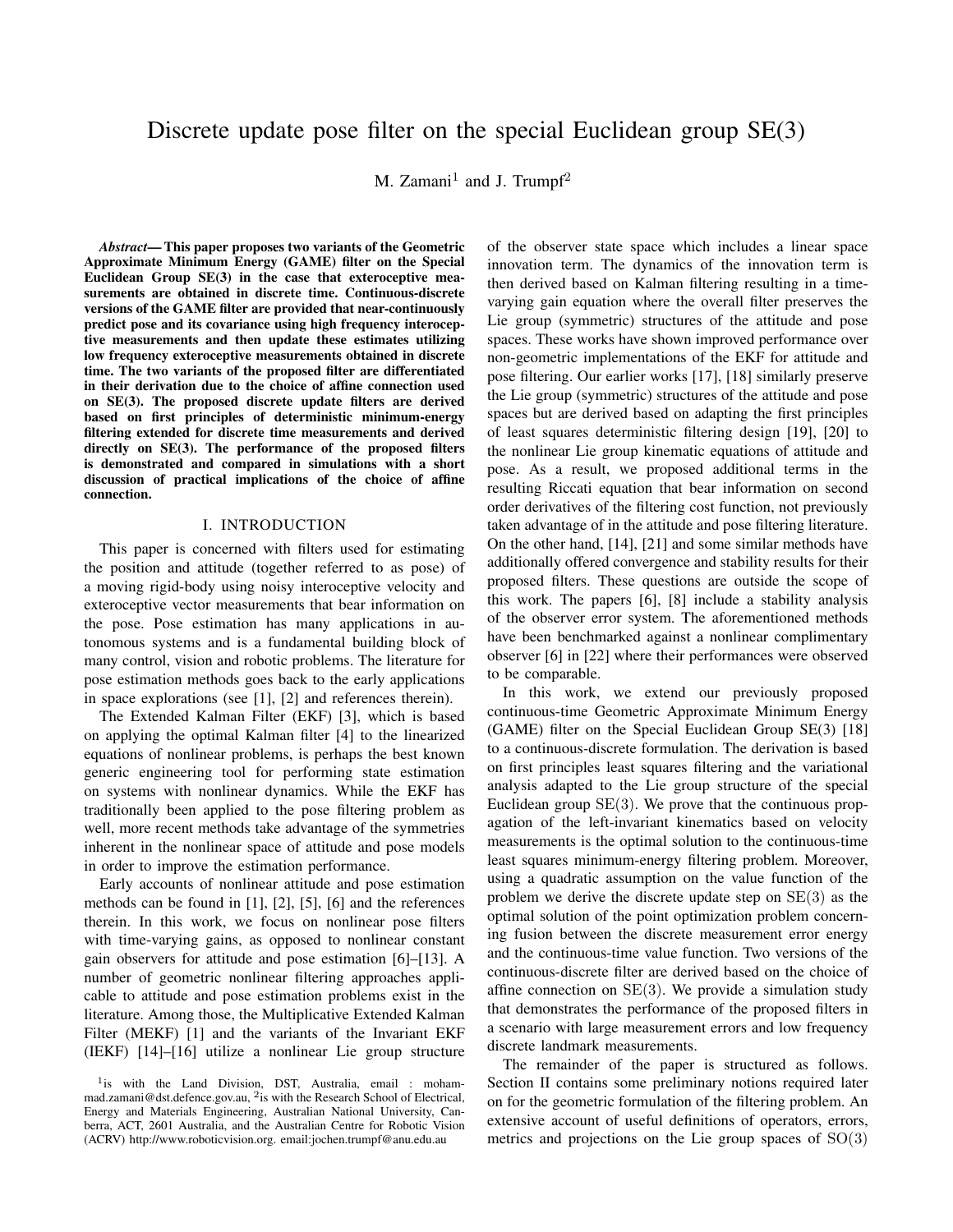# Discrete update pose filter on the special Euclidean group SE(3)

M. Zamani[1] and J. Trumpf[2]

***Abstract*— This paper proposes two variants of the Geometric Approximate Minimum Energy (GAME) filter on the Special Euclidean Group SE(3) in the case that exteroceptive measurements are obtained in discrete time. Continuous-discrete versions of the GAME filter are provided that near-continuously predict pose and its covariance using high frequency interoceptive measurements and then update these estimates utilizing low frequency exteroceptive measurements obtained in discrete time. The two variants of the proposed filter are differentiated in their derivation due to the choice of affine connection used on SE(3). The proposed discrete update filters are derived based on first principles of deterministic minimum-energy filtering extended for discrete time measurements and derived directly on SE(3). The performance of the proposed filters is demonstrated and compared in simulations with a short discussion of practical implications of the choice of affine connection.**

## I. INTRODUCTION

This paper is concerned with filters used for estimating the position and attitude (together referred to as pose) of a moving rigid-body using noisy interoceptive velocity and exteroceptive vector measurements that bear information on the pose. Pose estimation has many applications in autonomous systems and is a fundamental building block of many control, vision and robotic problems. The literature for pose estimation methods goes back to the early applications in space explorations (see [1], [2] and references therein).

The Extended Kalman Filter (EKF) [3], which is based on applying the optimal Kalman filter [4] to the linearized equations of nonlinear problems, is perhaps the best known generic engineering tool for performing state estimation on systems with nonlinear dynamics. While the EKF has traditionally been applied to the pose filtering problem as well, more recent methods take advantage of the symmetries inherent in the nonlinear space of attitude and pose models in order to improve the estimation performance.

Early accounts of nonlinear attitude and pose estimation methods can be found in [1], [2], [5], [6] and the references therein. In this work, we focus on nonlinear pose filters with time-varying gains, as opposed to nonlinear constant gain observers for attitude and pose estimation [6]–[13]. A number of geometric nonlinear filtering approaches applicable to attitude and pose estimation problems exist in the literature. Among those, the Multiplicative Extended Kalman Filter (MEKF) [1] and the variants of the Invariant EKF (IEKF) [14]–[16] utilize a nonlinear Lie group structure of the observer state space which includes a linear space innovation term. The dynamics of the innovation term is then derived based on Kalman filtering resulting in a time-varying gain equation where the overall filter preserves the Lie group (symmetric) structures of the attitude and pose spaces. These works have shown improved performance over non-geometric implementations of the EKF for attitude and pose filtering. Our earlier works [17], [18] similarly preserve the Lie group (symmetric) structures of the attitude and pose spaces but are derived based on adapting the first principles of least squares deterministic filtering design [19], [20] to the nonlinear Lie group kinematic equations of attitude and pose. As a result, we proposed additional terms in the resulting Riccati equation that bear information on second order derivatives of the filtering cost function, not previously taken advantage of in the attitude and pose filtering literature. On the other hand, [14], [21] and some similar methods have additionally offered convergence and stability results for their proposed filters. These questions are outside the scope of this work. The papers [6], [8] include a stability analysis of the observer error system. The aforementioned methods have been benchmarked against a nonlinear complimentary observer [6] in [22] where their performances were observed to be comparable.

In this work, we extend our previously proposed continuous-time Geometric Approximate Minimum Energy (GAME) filter on the Special Euclidean Group SE(3) [18] to a continuous-discrete formulation. The derivation is based on first principles least squares filtering and the variational analysis adapted to the Lie group structure of the special Euclidean group $\mathrm{SE}(3)$. We prove that the continuous propagation of the left-invariant kinematics based on velocity measurements is the optimal solution to the continuous-time least squares minimum-energy filtering problem. Moreover, using a quadratic assumption on the value function of the problem we derive the discrete update step on $\mathrm{SE}(3)$ as the optimal solution of the point optimization problem concerning fusion between the discrete measurement error energy and the continuous-time value function. Two versions of the continuous-discrete filter are derived based on the choice of affine connection on $\mathrm{SE}(3)$. We provide a simulation study that demonstrates the performance of the proposed filters in a scenario with large measurement errors and low frequency discrete landmark measurements.

The remainder of the paper is structured as follows. Section II contains some preliminary notions required later on for the geometric formulation of the filtering problem. An extensive account of useful definitions of operators, errors, metrics and projections on the Lie group spaces of $\mathrm{SO}(3)$

[1]is with the Land Division, DST, Australia, email : mohammad.zamani@dst.defence.gov.au, [2]is with the Research School of Electrical, Energy and Materials Engineering, Australian National University, Canberra, ACT, 2601 Australia, and the Australian Centre for Robotic Vision (ACRV) http://www.roboticvision.org. email:jochen.trumpf@anu.edu.au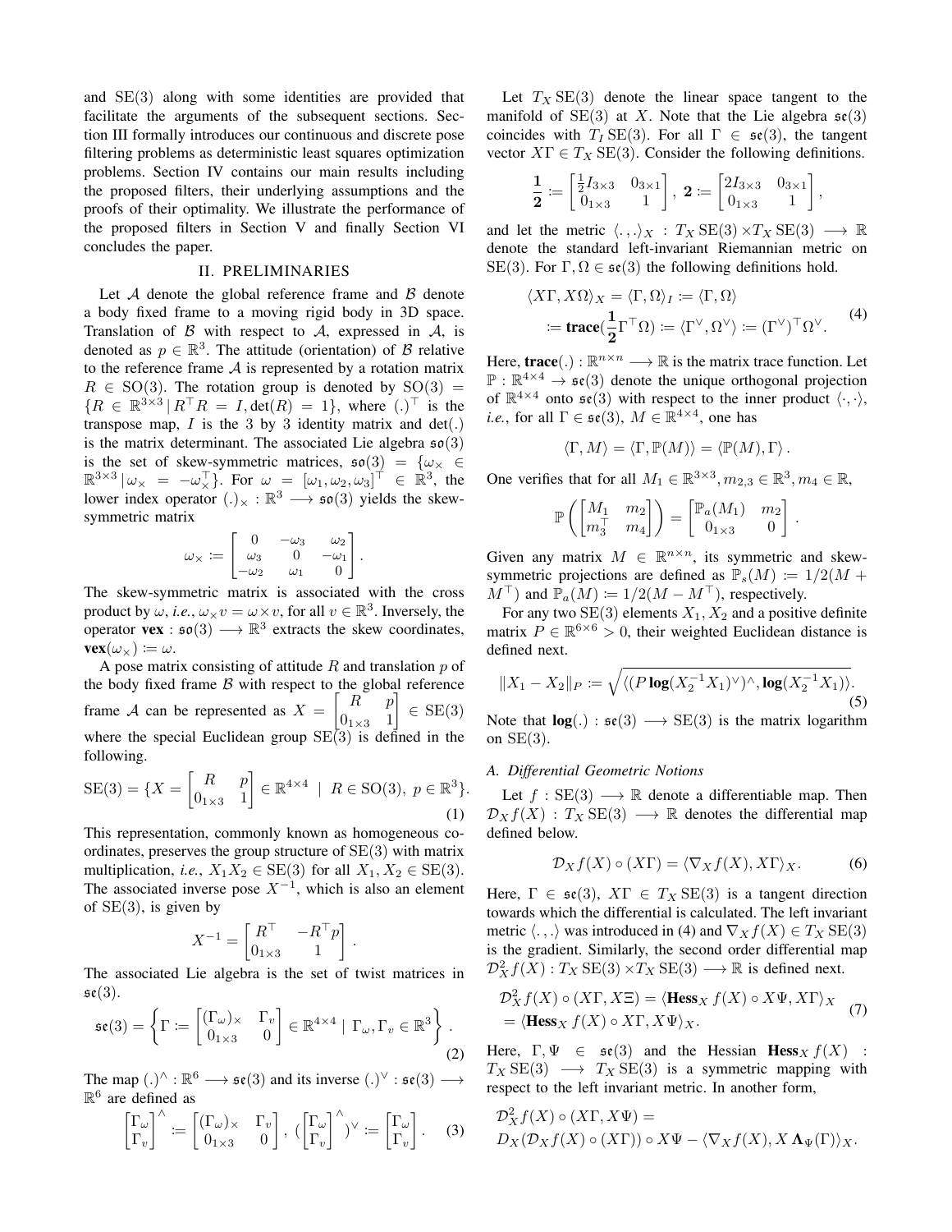and SE(3) along with some identities are provided that facilitate the arguments of the subsequent sections. Section III formally introduces our continuous and discrete pose filtering problems as deterministic least squares optimization problems. Section IV contains our main results including the proposed filters, their underlying assumptions and the proofs of their optimality. We illustrate the performance of the proposed filters in Section V and finally Section VI concludes the paper.

## II. PRELIMINARIES

Let $\mathcal{A}$ denote the global reference frame and $\mathcal{B}$ denote a body fixed frame to a moving rigid body in 3D space. Translation of $\mathcal{B}$ with respect to $\mathcal{A}$, expressed in $\mathcal{A}$, is denoted as $p \in \mathbb{R}^3$. The attitude (orientation) of $\mathcal{B}$ relative to the reference frame $\mathcal{A}$ is represented by a rotation matrix $R \in \mathrm{SO}(3)$. The rotation group is denoted by $\mathrm{SO}(3) = \{R \in \mathbb{R}^{3\times 3} \,|\, R^\top R = I, \det(R) = 1\}$, where $(.)^\top$ is the transpose map, $I$ is the 3 by 3 identity matrix and $\det(.)$ is the matrix determinant. The associated Lie algebra $\mathfrak{so}(3)$ is the set of skew-symmetric matrices, $\mathfrak{so}(3) = \{\omega_\times \in \mathbb{R}^{3\times 3} \,|\, \omega_\times = -\omega_\times^\top\}$. For $\omega = [\omega_1, \omega_2, \omega_3]^\top \in \mathbb{R}^3$, the lower index operator $(.)_\times : \mathbb{R}^3 \longrightarrow \mathfrak{so}(3)$ yields the skew-symmetric matrix

$$\omega_\times := \begin{bmatrix} 0 & -\omega_3 & \omega_2 \\ \omega_3 & 0 & -\omega_1 \\ -\omega_2 & \omega_1 & 0 \end{bmatrix}.$$

The skew-symmetric matrix is associated with the cross product by $\omega$, *i.e.*, $\omega_\times v = \omega \times v$, for all $v \in \mathbb{R}^3$. Inversely, the operator $\mathbf{vex} : \mathfrak{so}(3) \longrightarrow \mathbb{R}^3$ extracts the skew coordinates, $\mathbf{vex}(\omega_\times) := \omega$.

A pose matrix consisting of attitude $R$ and translation $p$ of the body fixed frame $\mathcal{B}$ with respect to the global reference frame $\mathcal{A}$ can be represented as $X = \begin{bmatrix} R & p \\ 0_{1\times 3} & 1 \end{bmatrix} \in \mathrm{SE}(3)$ where the special Euclidean group SE(3) is defined in the following.

$$\mathrm{SE}(3) = \{X = \begin{bmatrix} R & p \\ 0_{1\times 3} & 1 \end{bmatrix} \in \mathbb{R}^{4\times 4} \;\mid\; R \in \mathrm{SO}(3),\; p \in \mathbb{R}^3\}. \tag{1}$$

This representation, commonly known as homogeneous coordinates, preserves the group structure of SE(3) with matrix multiplication, *i.e.*, $X_1 X_2 \in \mathrm{SE}(3)$ for all $X_1, X_2 \in \mathrm{SE}(3)$. The associated inverse pose $X^{-1}$, which is also an element of SE(3), is given by

$$X^{-1} = \begin{bmatrix} R^\top & -R^\top p \\ 0_{1\times 3} & 1 \end{bmatrix}.$$

The associated Lie algebra is the set of twist matrices in $\mathfrak{se}(3)$.

$$\mathfrak{se}(3) = \left\{ \Gamma := \begin{bmatrix} (\Gamma_\omega)_\times & \Gamma_v \\ 0_{1\times 3} & 0 \end{bmatrix} \in \mathbb{R}^{4\times 4} \;\mid\; \Gamma_\omega, \Gamma_v \in \mathbb{R}^3 \right\}. \tag{2}$$

The map $(.)^\wedge : \mathbb{R}^6 \longrightarrow \mathfrak{se}(3)$ and its inverse $(.)^\vee : \mathfrak{se}(3) \longrightarrow \mathbb{R}^6$ are defined as

$$\begin{bmatrix} \Gamma_\omega \\ \Gamma_v \end{bmatrix}^\wedge := \begin{bmatrix} (\Gamma_\omega)_\times & \Gamma_v \\ 0_{1\times 3} & 0 \end{bmatrix},\; (\begin{bmatrix} \Gamma_\omega \\ \Gamma_v \end{bmatrix}^\wedge)^\vee := \begin{bmatrix} \Gamma_\omega \\ \Gamma_v \end{bmatrix}. \tag{3}$$

Let $T_X\,\mathrm{SE}(3)$ denote the linear space tangent to the manifold of SE(3) at $X$. Note that the Lie algebra $\mathfrak{se}(3)$ coincides with $T_I\,\mathrm{SE}(3)$. For all $\Gamma \in \mathfrak{se}(3)$, the tangent vector $X\Gamma \in T_X\,\mathrm{SE}(3)$. Consider the following definitions.

$$\mathbf{\frac{1}{2}} := \begin{bmatrix} \frac{1}{2} I_{3\times 3} & 0_{3\times 1} \\ 0_{1\times 3} & 1 \end{bmatrix},\; \mathbf{2} := \begin{bmatrix} 2 I_{3\times 3} & 0_{3\times 1} \\ 0_{1\times 3} & 1 \end{bmatrix},$$

and let the metric $\langle .,. \rangle_X : T_X\,\mathrm{SE}(3) \times T_X\,\mathrm{SE}(3) \longrightarrow \mathbb{R}$ denote the standard left-invariant Riemannian metric on SE(3). For $\Gamma, \Omega \in \mathfrak{se}(3)$ the following definitions hold.

$$\begin{aligned} \langle X\Gamma, X\Omega \rangle_X &= \langle \Gamma, \Omega \rangle_I := \langle \Gamma, \Omega \rangle \\ &:= \mathbf{trace}(\mathbf{\frac{1}{2}} \Gamma^\top \Omega) := \langle \Gamma^\vee, \Omega^\vee \rangle := (\Gamma^\vee)^\top \Omega^\vee. \end{aligned} \tag{4}$$

Here, $\mathbf{trace}(.) : \mathbb{R}^{n\times n} \longrightarrow \mathbb{R}$ is the matrix trace function. Let $\mathbb{P} : \mathbb{R}^{4\times 4} \to \mathfrak{se}(3)$ denote the unique orthogonal projection of $\mathbb{R}^{4\times 4}$ onto $\mathfrak{se}(3)$ with respect to the inner product $\langle \cdot, \cdot \rangle$, *i.e.*, for all $\Gamma \in \mathfrak{se}(3)$, $M \in \mathbb{R}^{4\times 4}$, one has

$$\langle \Gamma, M \rangle = \langle \Gamma, \mathbb{P}(M) \rangle = \langle \mathbb{P}(M), \Gamma \rangle.$$

One verifies that for all $M_1 \in \mathbb{R}^{3\times 3}, m_{2,3} \in \mathbb{R}^3, m_4 \in \mathbb{R}$,

$$\mathbb{P}\left(\begin{bmatrix} M_1 & m_2 \\ m_3^\top & m_4 \end{bmatrix}\right) = \begin{bmatrix} \mathbb{P}_a(M_1) & m_2 \\ 0_{1\times 3} & 0 \end{bmatrix}.$$

Given any matrix $M \in \mathbb{R}^{n\times n}$, its symmetric and skew-symmetric projections are defined as $\mathbb{P}_s(M) := 1/2(M + M^\top)$ and $\mathbb{P}_a(M) := 1/2(M - M^\top)$, respectively.

For any two SE(3) elements $X_1, X_2$ and a positive definite matrix $P \in \mathbb{R}^{6\times 6} > 0$, their weighted Euclidean distance is defined next.

$$\|X_1 - X_2\|_P := \sqrt{\langle (P\,\mathbf{log}(X_2^{-1}X_1)^\vee)^\wedge, \mathbf{log}(X_2^{-1}X_1) \rangle}. \tag{5}$$

Note that $\mathbf{log}(.) : \mathfrak{se}(3) \longrightarrow \mathrm{SE}(3)$ is the matrix logarithm on SE(3).

### A. Differential Geometric Notions

Let $f : \mathrm{SE}(3) \longrightarrow \mathbb{R}$ denote a differentiable map. Then $\mathcal{D}_X f(X) : T_X\,\mathrm{SE}(3) \longrightarrow \mathbb{R}$ denotes the differential map defined below.

$$\mathcal{D}_X f(X) \circ (X\Gamma) = \langle \nabla_X f(X), X\Gamma \rangle_X. \tag{6}$$

Here, $\Gamma \in \mathfrak{se}(3)$, $X\Gamma \in T_X\,\mathrm{SE}(3)$ is a tangent direction towards which the differential is calculated. The left invariant metric $\langle .,. \rangle$ was introduced in (4) and $\nabla_X f(X) \in T_X\,\mathrm{SE}(3)$ is the gradient. Similarly, the second order differential map $\mathcal{D}^2_X f(X) : T_X\,\mathrm{SE}(3) \times T_X\,\mathrm{SE}(3) \longrightarrow \mathbb{R}$ is defined next.

$$\begin{aligned} &\mathcal{D}^2_X f(X) \circ (X\Gamma, X\Xi) = \langle \mathbf{Hess}_X\, f(X) \circ X\Psi, X\Gamma \rangle_X \\ &= \langle \mathbf{Hess}_X\, f(X) \circ X\Gamma, X\Psi \rangle_X. \end{aligned} \tag{7}$$

Here, $\Gamma, \Psi \in \mathfrak{se}(3)$ and the Hessian $\mathbf{Hess}_X\, f(X) : T_X\,\mathrm{SE}(3) \longrightarrow T_X\,\mathrm{SE}(3)$ is a symmetric mapping with respect to the left invariant metric. In another form,

$$\begin{aligned} &\mathcal{D}^2_X f(X) \circ (X\Gamma, X\Psi) = \\ &D_X(\mathcal{D}_X f(X) \circ (X\Gamma)) \circ X\Psi - \langle \nabla_X f(X), X\,\mathbf{\Lambda}_\Psi(\Gamma) \rangle_X. \end{aligned}$$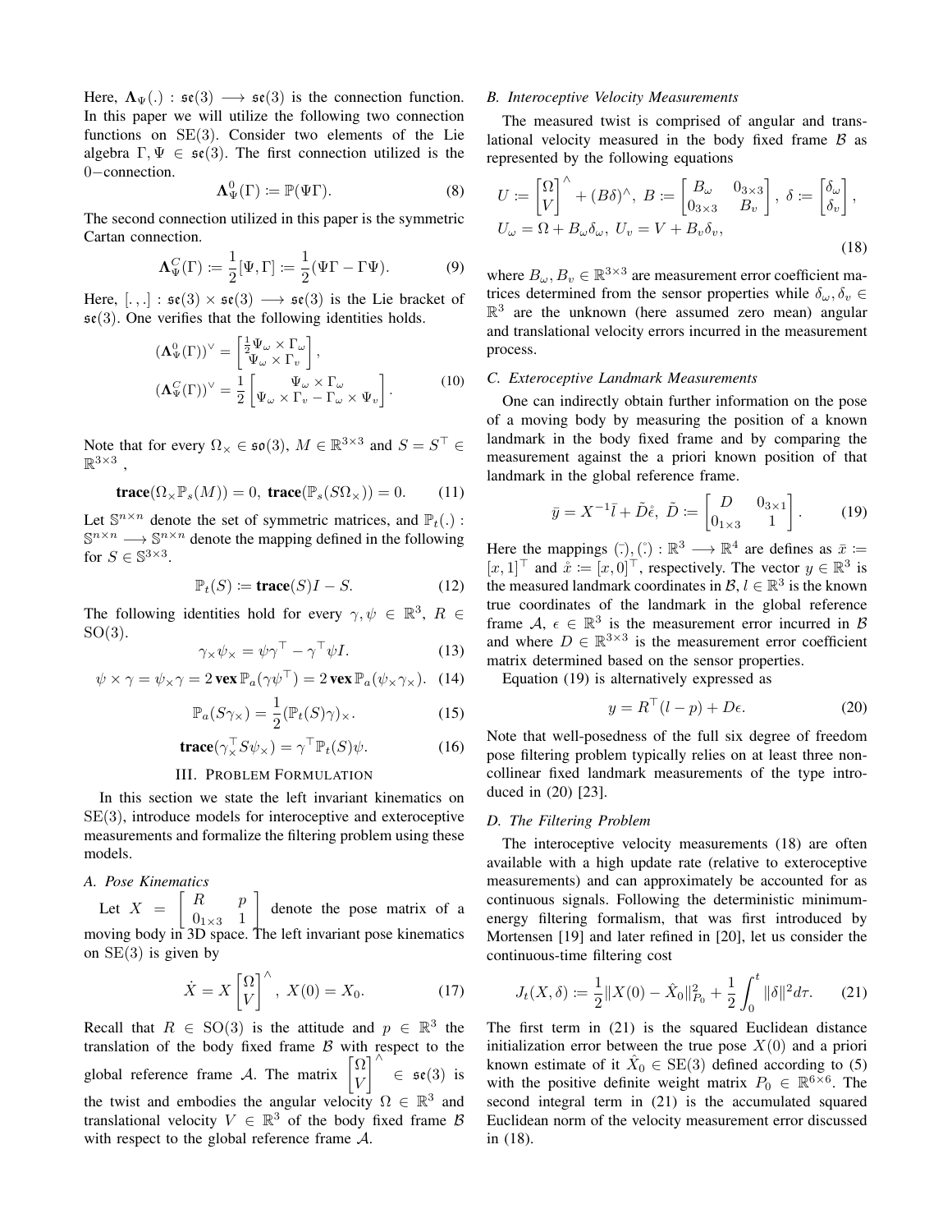Here, $\mathbf{\Lambda}_\Psi(.) : \mathfrak{se}(3) \longrightarrow \mathfrak{se}(3)$ is the connection function. In this paper we will utilize the following two connection functions on $\mathrm{SE}(3)$. Consider two elements of the Lie algebra $\Gamma, \Psi \in \mathfrak{se}(3)$. The first connection utilized is the $0-$connection.

$$\mathbf{\Lambda}^0_\Psi(\Gamma) := \mathbb{P}(\Psi\Gamma). \tag{8}$$

The second connection utilized in this paper is the symmetric Cartan connection.

$$\mathbf{\Lambda}^C_\Psi(\Gamma) := \frac{1}{2}[\Psi, \Gamma] := \frac{1}{2}(\Psi\Gamma - \Gamma\Psi). \tag{9}$$

Here, $[.,.] : \mathfrak{se}(3) \times \mathfrak{se}(3) \longrightarrow \mathfrak{se}(3)$ is the Lie bracket of $\mathfrak{se}(3)$. One verifies that the following identities holds.

$$\begin{aligned}
(\mathbf{\Lambda}^0_\Psi(\Gamma))^\vee &= \begin{bmatrix} \frac{1}{2}\Psi_\omega \times \Gamma_\omega \\ \Psi_\omega \times \Gamma_v \end{bmatrix}, \\
(\mathbf{\Lambda}^C_\Psi(\Gamma))^\vee &= \frac{1}{2}\begin{bmatrix} \Psi_\omega \times \Gamma_\omega \\ \Psi_\omega \times \Gamma_v - \Gamma_\omega \times \Psi_v \end{bmatrix}.
\end{aligned} \tag{10}$$

Note that for every $\Omega_\times \in \mathfrak{so}(3)$, $M \in \mathbb{R}^{3\times 3}$ and $S = S^\top \in \mathbb{R}^{3\times 3}$ ,

$$\mathbf{trace}(\Omega_\times \mathbb{P}_s(M)) = 0, \; \mathbf{trace}(\mathbb{P}_s(S\Omega_\times)) = 0. \tag{11}$$

Let $\mathbb{S}^{n\times n}$ denote the set of symmetric matrices, and $\mathbb{P}_t(.) : \mathbb{S}^{n\times n} \longrightarrow \mathbb{S}^{n\times n}$ denote the mapping defined in the following for $S \in \mathbb{S}^{3\times 3}$.

$$\mathbb{P}_t(S) := \mathbf{trace}(S)I - S. \tag{12}$$

The following identities hold for every $\gamma, \psi \in \mathbb{R}^3$, $R \in \mathrm{SO}(3)$.

$$\gamma_\times \psi_\times = \psi\gamma^\top - \gamma^\top \psi I. \tag{13}$$

$$\psi \times \gamma = \psi_\times \gamma = 2\,\mathbf{vex}\,\mathbb{P}_a(\gamma\psi^\top) = 2\,\mathbf{vex}\,\mathbb{P}_a(\psi_\times \gamma_\times). \tag{14}$$

$$\mathbb{P}_a(S\gamma_\times) = \frac{1}{2}(\mathbb{P}_t(S)\gamma)_\times. \tag{15}$$

$$\mathbf{trace}(\gamma_\times^\top S \psi_\times) = \gamma^\top \mathbb{P}_t(S)\psi. \tag{16}$$

## III. Problem Formulation

In this section we state the left invariant kinematics on $\mathrm{SE}(3)$, introduce models for interoceptive and exteroceptive measurements and formalize the filtering problem using these models.

### A. Pose Kinematics

Let $X = \begin{bmatrix} R & p \\ 0_{1\times 3} & 1 \end{bmatrix}$ denote the pose matrix of a moving body in 3D space. The left invariant pose kinematics on $\mathrm{SE}(3)$ is given by

$$\dot{X} = X\begin{bmatrix} \Omega \\ V \end{bmatrix}^\wedge, \; X(0) = X_0. \tag{17}$$

Recall that $R \in \mathrm{SO}(3)$ is the attitude and $p \in \mathbb{R}^3$ the translation of the body fixed frame $\mathcal{B}$ with respect to the global reference frame $\mathcal{A}$. The matrix $\begin{bmatrix} \Omega \\ V \end{bmatrix}^\wedge \in \mathfrak{se}(3)$ is the twist and embodies the angular velocity $\Omega \in \mathbb{R}^3$ and translational velocity $V \in \mathbb{R}^3$ of the body fixed frame $\mathcal{B}$ with respect to the global reference frame $\mathcal{A}$.

### B. Interoceptive Velocity Measurements

The measured twist is comprised of angular and translational velocity measured in the body fixed frame $\mathcal{B}$ as represented by the following equations

$$\begin{aligned}
&U := \begin{bmatrix} \Omega \\ V \end{bmatrix}^\wedge + (B\delta)^\wedge, \; B := \begin{bmatrix} B_\omega & 0_{3\times 3} \\ 0_{3\times 3} & B_v \end{bmatrix}, \; \delta := \begin{bmatrix} \delta_\omega \\ \delta_v \end{bmatrix}, \\
&U_\omega = \Omega + B_\omega \delta_\omega, \; U_v = V + B_v \delta_v,
\end{aligned} \tag{18}$$

where $B_\omega, B_v \in \mathbb{R}^{3\times 3}$ are measurement error coefficient matrices determined from the sensor properties while $\delta_\omega, \delta_v \in \mathbb{R}^3$ are the unknown (here assumed zero mean) angular and translational velocity errors incurred in the measurement process.

### C. Exteroceptive Landmark Measurements

One can indirectly obtain further information on the pose of a moving body by measuring the position of a known landmark in the body fixed frame and by comparing the measurement against the a priori known position of that landmark in the global reference frame.

$$\bar{y} = X^{-1}\bar{l} + \tilde{D}\mathring{\epsilon}, \; \tilde{D} := \begin{bmatrix} D & 0_{3\times 1} \\ 0_{1\times 3} & 1 \end{bmatrix}. \tag{19}$$

Here the mappings $(\bar{\cdot}), (\mathring{\cdot}) : \mathbb{R}^3 \longrightarrow \mathbb{R}^4$ are defines as $\bar{x} := [x, 1]^\top$ and $\mathring{x} := [x, 0]^\top$, respectively. The vector $y \in \mathbb{R}^3$ is the measured landmark coordinates in $\mathcal{B}$, $l \in \mathbb{R}^3$ is the known true coordinates of the landmark in the global reference frame $\mathcal{A}$, $\epsilon \in \mathbb{R}^3$ is the measurement error incurred in $\mathcal{B}$ and where $D \in \mathbb{R}^{3\times 3}$ is the measurement error coefficient matrix determined based on the sensor properties.

Equation (19) is alternatively expressed as

$$y = R^\top(l - p) + D\epsilon. \tag{20}$$

Note that well-posedness of the full six degree of freedom pose filtering problem typically relies on at least three non-collinear fixed landmark measurements of the type introduced in (20) [23].

### D. The Filtering Problem

The interoceptive velocity measurements (18) are often available with a high update rate (relative to exteroceptive measurements) and can approximately be accounted for as continuous signals. Following the deterministic minimum-energy filtering formalism, that was first introduced by Mortensen [19] and later refined in [20], let us consider the continuous-time filtering cost

$$J_t(X, \delta) := \frac{1}{2}\|X(0) - \hat{X}_0\|^2_{P_0} + \frac{1}{2}\int_0^t \|\delta\|^2 d\tau. \tag{21}$$

The first term in (21) is the squared Euclidean distance initialization error between the true pose $X(0)$ and a priori known estimate of it $\hat{X}_0 \in \mathrm{SE}(3)$ defined according to (5) with the positive definite weight matrix $P_0 \in \mathbb{R}^{6\times 6}$. The second integral term in (21) is the accumulated squared Euclidean norm of the velocity measurement error discussed in (18).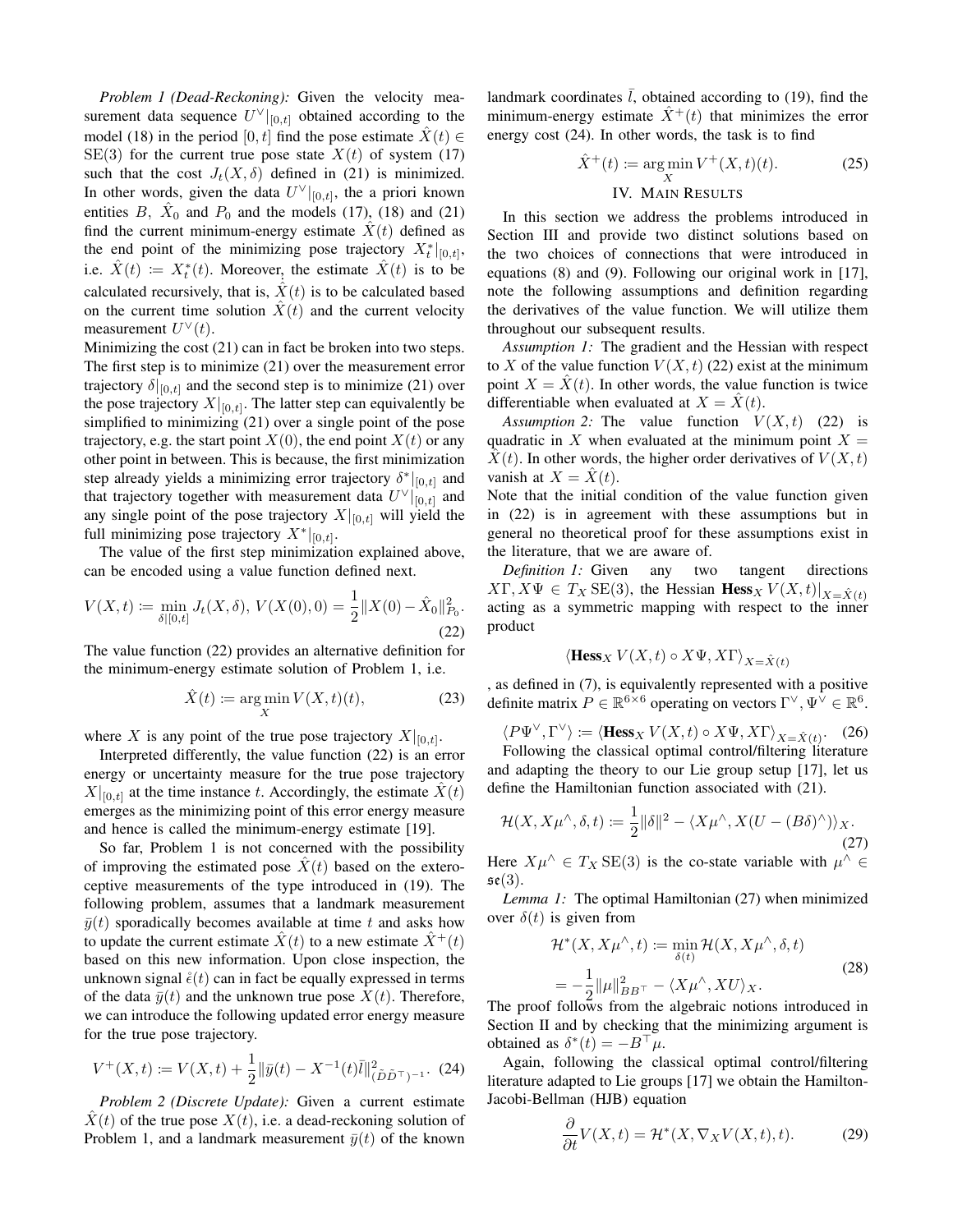*Problem 1 (Dead-Reckoning):* Given the velocity measurement data sequence $U^\vee|_{[0,t]}$ obtained according to the model (18) in the period $[0,t]$ find the pose estimate $\hat{X}(t) \in \mathrm{SE}(3)$ for the current true pose state $X(t)$ of system (17) such that the cost $J_t(X,\delta)$ defined in (21) is minimized. In other words, given the data $U^\vee|_{[0,t]}$, the a priori known entities $B$, $\hat{X}_0$ and $P_0$ and the models (17), (18) and (21) find the current minimum-energy estimate $\hat{X}(t)$ defined as the end point of the minimizing pose trajectory $X_t^*|_{[0,t]}$, i.e. $\hat{X}(t) := X_t^*(t)$. Moreover, the estimate $\hat{X}(t)$ is to be calculated recursively, that is, $\dot{\hat{X}}(t)$ is to be calculated based on the current time solution $\hat{X}(t)$ and the current velocity measurement $U^\vee(t)$.

Minimizing the cost (21) can in fact be broken into two steps. The first step is to minimize (21) over the measurement error trajectory $\delta|_{[0,t]}$ and the second step is to minimize (21) over the pose trajectory $X|_{[0,t]}$. The latter step can equivalently be simplified to minimizing (21) over a single point of the pose trajectory, e.g. the start point $X(0)$, the end point $X(t)$ or any other point in between. This is because, the first minimization step already yields a minimizing error trajectory $\delta^*|_{[0,t]}$ and that trajectory together with measurement data $U^\vee|_{[0,t]}$ and any single point of the pose trajectory $X|_{[0,t]}$ will yield the full minimizing pose trajectory $X^*|_{[0,t]}$.

The value of the first step minimization explained above, can be encoded using a value function defined next.

$$V(X,t) := \min_{\delta|[0,t]} J_t(X,\delta),\; V(X(0),0) = \frac{1}{2}\|X(0) - \hat{X}_0\|^2_{P_0}. \tag{22}$$

The value function (22) provides an alternative definition for the minimum-energy estimate solution of Problem 1, i.e.

$$\hat{X}(t) := \arg\min_X V(X,t)(t), \tag{23}$$

where $X$ is any point of the true pose trajectory $X|_{[0,t]}$.

Interpreted differently, the value function (22) is an error energy or uncertainty measure for the true pose trajectory $X|_{[0,t]}$ at the time instance $t$. Accordingly, the estimate $\hat{X}(t)$ emerges as the minimizing point of this error energy measure and hence is called the minimum-energy estimate [19].

So far, Problem 1 is not concerned with the possibility of improving the estimated pose $\hat{X}(t)$ based on the exteroceptive measurements of the type introduced in (19). The following problem, assumes that a landmark measurement $\bar{y}(t)$ sporadically becomes available at time $t$ and asks how to update the current estimate $\hat{X}(t)$ to a new estimate $\hat{X}^+(t)$ based on this new information. Upon close inspection, the unknown signal $\mathring{\epsilon}(t)$ can in fact be equally expressed in terms of the data $\bar{y}(t)$ and the unknown true pose $X(t)$. Therefore, we can introduce the following updated error energy measure for the true pose trajectory.

$$V^+(X,t) := V(X,t) + \frac{1}{2}\|\bar{y}(t) - X^{-1}(t)\bar{l}\|^2_{(\tilde{D}\tilde{D}^\top)^{-1}}. \tag{24}$$

*Problem 2 (Discrete Update):* Given a current estimate $\hat{X}(t)$ of the true pose $X(t)$, i.e. a dead-reckoning solution of Problem 1, and a landmark measurement $\bar{y}(t)$ of the known landmark coordinates $\bar{l}$, obtained according to (19), find the minimum-energy estimate $\hat{X}^+(t)$ that minimizes the error energy cost (24). In other words, the task is to find

$$\hat{X}^+(t) := \arg\min_X V^+(X,t)(t). \tag{25}$$

## IV. Main Results

In this section we address the problems introduced in Section III and provide two distinct solutions based on the two choices of connections that were introduced in equations (8) and (9). Following our original work in [17], note the following assumptions and definition regarding the derivatives of the value function. We will utilize them throughout our subsequent results.

*Assumption 1:* The gradient and the Hessian with respect to $X$ of the value function $V(X,t)$ (22) exist at the minimum point $X = \hat{X}(t)$. In other words, the value function is twice differentiable when evaluated at $X = \hat{X}(t)$.

*Assumption 2:* The value function $V(X,t)$ (22) is quadratic in $X$ when evaluated at the minimum point $X = \hat{X}(t)$. In other words, the higher order derivatives of $V(X,t)$ vanish at $X = \hat{X}(t)$.

Note that the initial condition of the value function given in (22) is in agreement with these assumptions but in general no theoretical proof for these assumptions exist in the literature, that we are aware of.

*Definition 1:* Given any two tangent directions $X\Gamma, X\Psi \in T_X\,\mathrm{SE}(3)$, the Hessian $\mathbf{Hess}_X\, V(X,t)|_{X=\hat{X}(t)}$ acting as a symmetric mapping with respect to the inner product

$$\langle \mathbf{Hess}_X\, V(X,t) \circ X\Psi, X\Gamma \rangle_{X=\hat{X}(t)}$$

, as defined in (7), is equivalently represented with a positive definite matrix $P \in \mathbb{R}^{6\times 6}$ operating on vectors $\Gamma^\vee, \Psi^\vee \in \mathbb{R}^6$.

$$\langle P\Psi^\vee, \Gamma^\vee \rangle := \langle \mathbf{Hess}_X\, V(X,t) \circ X\Psi, X\Gamma \rangle_{X=\hat{X}(t)}. \tag{26}$$

Following the classical optimal control/filtering literature and adapting the theory to our Lie group setup [17], let us define the Hamiltonian function associated with (21).

$$\mathcal{H}(X, X\mu^\wedge, \delta, t) := \frac{1}{2}\|\delta\|^2 - \langle X\mu^\wedge, X(U - (B\delta)^\wedge)\rangle_X. \tag{27}$$

Here $X\mu^\wedge \in T_X\,\mathrm{SE}(3)$ is the co-state variable with $\mu^\wedge \in \mathfrak{se}(3)$.

*Lemma 1:* The optimal Hamiltonian (27) when minimized over $\delta(t)$ is given from

$$\begin{aligned}\mathcal{H}^*(X, X\mu^\wedge, t) &:= \min_{\delta(t)} \mathcal{H}(X, X\mu^\wedge, \delta, t) \\ &= -\frac{1}{2}\|\mu\|^2_{BB^\top} - \langle X\mu^\wedge, XU\rangle_X.\end{aligned} \tag{28}$$

The proof follows from the algebraic notions introduced in Section II and by checking that the minimizing argument is obtained as $\delta^*(t) = -B^\top\mu$.

Again, following the classical optimal control/filtering literature adapted to Lie groups [17] we obtain the Hamilton-Jacobi-Bellman (HJB) equation

$$\frac{\partial}{\partial t}V(X,t) = \mathcal{H}^*(X, \nabla_X V(X,t), t). \tag{29}$$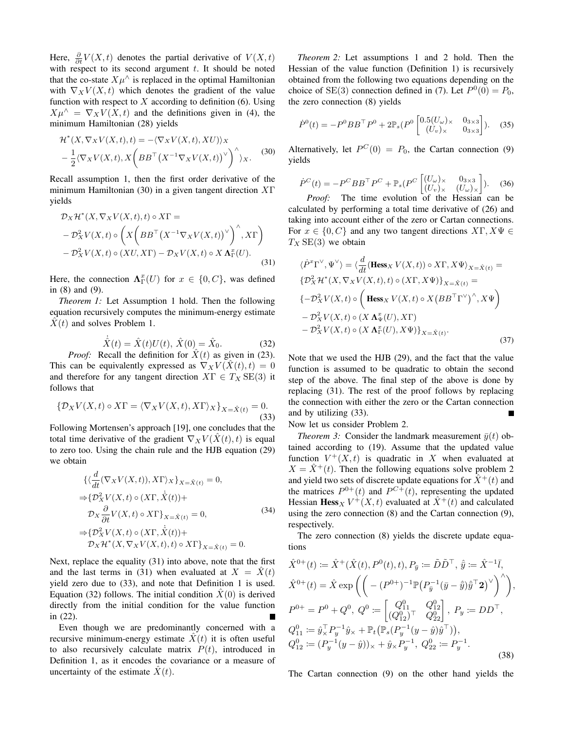Here, $\frac{\partial}{\partial t}V(X,t)$ denotes the partial derivative of $V(X,t)$ with respect to its second argument $t$. It should be noted that the co-state $X\mu^\wedge$ is replaced in the optimal Hamiltonian with $\nabla_X V(X,t)$ which denotes the gradient of the value function with respect to $X$ according to definition (6). Using $X\mu^\wedge = \nabla_X V(X,t)$ and the definitions given in (4), the minimum Hamiltonian (28) yields

$$
\begin{aligned}
&\mathcal{H}^*(X, \nabla_X V(X,t), t) = -\langle \nabla_X V(X,t), XU \rangle_X \\
&- \frac{1}{2}\langle \nabla_X V(X,t), X\bigg(BB^\top \big(X^{-1}\nabla_X V(X,t)\big)^\vee\bigg)^\wedge \rangle_X.
\end{aligned} \tag{30}
$$

Recall assumption 1, then the first order derivative of the minimum Hamiltonian (30) in a given tangent direction $X\Gamma$ yields

$$
\begin{aligned}
&\mathcal{D}_X \mathcal{H}^*(X, \nabla_X V(X,t), t) \circ X\Gamma = \\
&- \mathcal{D}_X^2 V(X,t) \circ \left( X\bigg(BB^\top \big(X^{-1}\nabla_X V(X,t)\big)^\vee\bigg)^\wedge, X\Gamma \right) \\
&- \mathcal{D}_X^2 V(X,t) \circ (XU, X\Gamma) - \mathcal{D}_X V(X,t) \circ X\, \mathbf{\Lambda}_\Gamma^x(U).
\end{aligned} \tag{31}
$$

Here, the connection $\mathbf{\Lambda}_\Gamma^x(U)$ for $x \in \{0, C\}$, was defined in (8) and (9).

*Theorem 1:* Let Assumption 1 hold. Then the following equation recursively computes the minimum-energy estimate $\hat{X}(t)$ and solves Problem 1.

$$
\dot{\hat{X}}(t) = \hat{X}(t)U(t),\ \hat{X}(0) = \hat{X}_0. \tag{32}
$$

*Proof:* Recall the definition for $\hat{X}(t)$ as given in (23). This can be equivalently expressed as $\nabla_X V(\hat{X}(t), t) = 0$ and therefore for any tangent direction $X\Gamma \in T_X \mathrm{SE}(3)$ it follows that

$$
\{\mathcal{D}_X V(X,t) \circ X\Gamma = \langle \nabla_X V(X,t), X\Gamma \rangle_X\}_{X=\hat{X}(t)} = 0. \tag{33}
$$

Following Mortensen's approach [19], one concludes that the total time derivative of the gradient $\nabla_X V(\hat{X}(t), t)$ is equal to zero too. Using the chain rule and the HJB equation (29) we obtain

$$
\begin{aligned}
&\{\langle \frac{d}{dt}(\nabla_X V(X,t)), X\Gamma \rangle_X\}_{X=\hat{X}(t)} = 0, \\
\Rightarrow &\{\mathcal{D}_X^2 V(X,t) \circ (X\Gamma, \dot{\hat{X}}(t)) + \\
&\mathcal{D}_X \frac{\partial}{\partial t} V(X,t) \circ X\Gamma\}_{X=\hat{X}(t)} = 0, \\
\Rightarrow &\{\mathcal{D}_X^2 V(X,t) \circ (X\Gamma, \dot{\hat{X}}(t)) + \\
&\mathcal{D}_X \mathcal{H}^*(X, \nabla_X V(X,t), t) \circ X\Gamma\}_{X=\hat{X}(t)} = 0.
\end{aligned} \tag{34}
$$

Next, replace the equality (31) into above, note that the first and the last terms in (31) when evaluated at $X = \hat{X}(t)$ yield zero due to (33), and note that Definition 1 is used. Equation (32) follows. The initial condition $\hat{X}(0)$ is derived directly from the initial condition for the value function in (22). ∎

Even though we are predominantly concerned with a recursive minimum-energy estimate $\hat{X}(t)$ it is often useful to also recursively calculate matrix $P(t)$, introduced in Definition 1, as it encodes the covariance or a measure of uncertainty of the estimate $\hat{X}(t)$.

*Theorem 2:* Let assumptions 1 and 2 hold. Then the Hessian of the value function (Definition 1) is recursively obtained from the following two equations depending on the choice of SE(3) connection defined in (7). Let $P^0(0) = P_0$, the zero connection (8) yields

$$
\dot{P}^0(t) = -P^0 BB^\top P^0 + 2\mathbb{P}_s(P^0 \begin{bmatrix} 0.5(U_\omega)_\times & 0_{3\times 3} \\ (U_v)_\times & 0_{3\times 3} \end{bmatrix}). \tag{35}
$$

Alternatively, let $P^C(0) = P_0$, the Cartan connection (9) yields

$$
\dot{P}^C(t) = -P^C BB^\top P^C + \mathbb{P}_s(P^C \begin{bmatrix} (U_\omega)_\times & 0_{3\times 3} \\ (U_v)_\times & (U_\omega)_\times \end{bmatrix}). \tag{36}
$$

*Proof:* The time evolution of the Hessian can be calculated by performing a total time derivative of (26) and taking into account either of the zero or Cartan connections. For $x \in \{0, C\}$ and any two tangent directions $X\Gamma, X\Psi \in T_X \mathrm{SE}(3)$ we obtain

$$
\begin{aligned}
&\langle \dot{P}^x \Gamma^\vee, \Psi^\vee \rangle = \langle \frac{d}{dt}(\mathbf{Hess}_X V(X,t)) \circ X\Gamma, X\Psi \rangle_{X=\hat{X}(t)} = \\
&\{\mathcal{D}_X^2 \mathcal{H}^*(X, \nabla_X V(X,t), t) \circ (X\Gamma, X\Psi)\}_{X=\hat{X}(t)} = \\
&\{-\mathcal{D}_X^2 V(X,t) \circ \left( \mathbf{Hess}_X V(X,t) \circ X\big(BB^\top \Gamma^\vee\big)^\wedge, X\Psi \right) \\
&- \mathcal{D}_X^2 V(X,t) \circ (X\, \mathbf{\Lambda}_\Psi^x(U), X\Gamma) \\
&- \mathcal{D}_X^2 V(X,t) \circ (X\, \mathbf{\Lambda}_\Gamma^x(U), X\Psi)\}_{X=\hat{X}(t)}.
\end{aligned} \tag{37}
$$

Note that we used the HJB (29), and the fact that the value function is assumed to be quadratic to obtain the second step of the above. The final step of the above is done by replacing (31). The rest of the proof follows by replacing the connection with either the zero or the Cartan connection and by utilizing (33). ∎

Now let us consider Problem 2.

*Theorem 3:* Consider the landmark measurement $\bar{y}(t)$ obtained according to (19). Assume that the updated value function $V^+(X,t)$ is quadratic in $X$ when evaluated at $X = \hat{X}^+(t)$. Then the following equations solve problem 2 and yield two sets of discrete update equations for $\hat{X}^+(t)$ and the matrices $P^{0+}(t)$ and $P^{C+}(t)$, representing the updated Hessian $\mathbf{Hess}_X V^+(X,t)$ evaluated at $\hat{X}^+(t)$ and calculated using the zero connection (8) and the Cartan connection (9), respectively.

The zero connection (8) yields the discrete update equations

$$
\begin{aligned}
&\hat{X}^{0+}(t) \coloneqq \hat{X}^+(\hat{X}(t), P^0(t), t), P_{\bar{y}} \coloneqq \tilde{D}\tilde{D}^\top,\ \hat{\bar{y}} \coloneqq \hat{X}^{-1}\bar{l}, \\
&\hat{X}^{0+}(t) = \hat{X} \exp\left( \left( -(P^{0+})^{-1} \mathbb{P}\big(P_{\bar{y}}^{-1}(\bar{y} - \hat{\bar{y}})\hat{\bar{y}}^\top \mathbf{2}\big)^\vee \right)^\wedge \right), \\
&P^{0+} = P^0 + Q^0,\ Q^0 \coloneqq \begin{bmatrix} Q_{11}^0 & Q_{12}^0 \\ (Q_{12}^0)^\top & Q_{22}^0 \end{bmatrix},\ P_y \coloneqq DD^\top, \\
&Q_{11}^0 \coloneqq \hat{y}_\times^\top P_y^{-1} \hat{y}_\times + \mathbb{P}_t\big(\mathbb{P}_s(P_y^{-1}(y - \hat{y})\hat{y}^\top)\big), \\
&Q_{12}^0 \coloneqq (P_y^{-1}(y - \hat{y}))_\times + \hat{y}_\times P_y^{-1},\ Q_{22}^0 \coloneqq P_y^{-1}.
\end{aligned} \tag{38}
$$

The Cartan connection (9) on the other hand yields the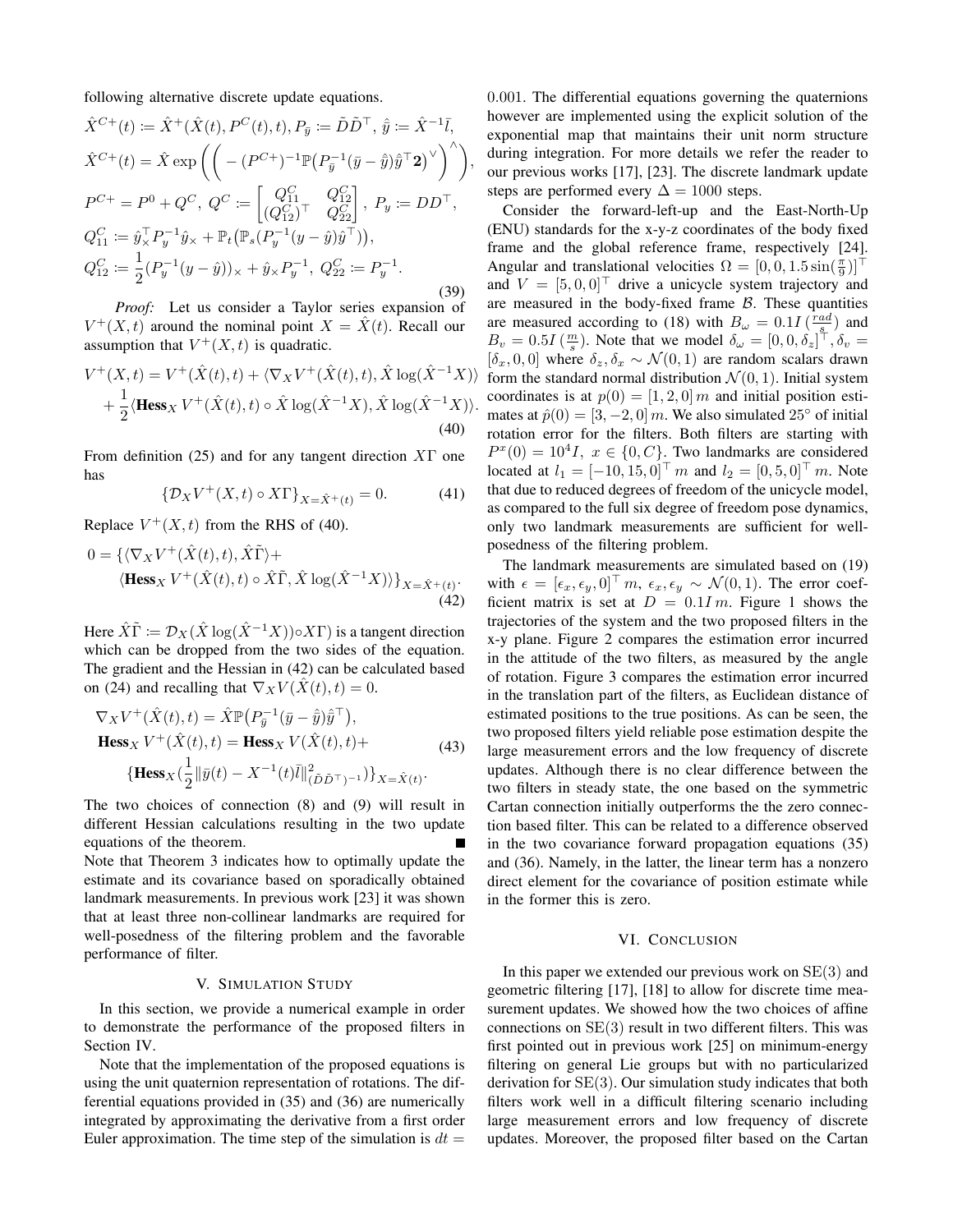following alternative discrete update equations.

$$
\begin{aligned}
&\hat{X}^{C+}(t) := \hat{X}^{+}(\hat{X}(t), P^{C}(t), t), P_{\bar{y}} := \tilde{D}\tilde{D}^\top, \; \hat{\bar{y}} := \hat{X}^{-1}\bar{l}, \\
&\hat{X}^{C+}(t) = \hat{X} \exp\left( \left( -(P^{C+})^{-1} \mathbb{P}\big(P_{\bar{y}}^{-1}(\bar{y} - \hat{\bar{y}})\hat{\bar{y}}^\top \mathbf{2}\big)^\vee \right)^\wedge \right), \\
&P^{C+} = P^0 + Q^C, \; Q^C := \begin{bmatrix} Q_{11}^C & Q_{12}^C \\ (Q_{12}^C)^\top & Q_{22}^C \end{bmatrix}, \; P_y := DD^\top, \\
&Q_{11}^C := \hat{y}_\times^\top P_y^{-1} \hat{y}_\times + \mathbb{P}_t\big(\mathbb{P}_s(P_y^{-1}(y - \hat{y})\hat{y}^\top)\big), \\
&Q_{12}^C := \frac{1}{2}(P_y^{-1}(y - \hat{y}))_\times + \hat{y}_\times P_y^{-1}, \; Q_{22}^C := P_y^{-1}.
\end{aligned} \tag{39}
$$

*Proof:* Let us consider a Taylor series expansion of $V^+(X,t)$ around the nominal point $X = \hat{X}(t)$. Recall our assumption that $V^+(X,t)$ is quadratic.

$$
\begin{aligned}
V^+(X,t) &= V^+(\hat{X}(t),t) + \langle \nabla_X V^+(\hat{X}(t),t), \hat{X} \log(\hat{X}^{-1}X) \rangle \\
&+ \frac{1}{2} \langle \mathbf{Hess}_X \, V^+(\hat{X}(t),t) \circ \hat{X} \log(\hat{X}^{-1}X), \hat{X} \log(\hat{X}^{-1}X) \rangle.
\end{aligned} \tag{40}
$$

From definition (25) and for any tangent direction $X\Gamma$ one has

$$
\{\mathcal{D}_X V^+(X,t) \circ X\Gamma\}_{X=\hat{X}^+(t)} = 0. \tag{41}
$$

Replace $V^+(X,t)$ from the RHS of (40).

$$
\begin{aligned}
0 = \{&\langle \nabla_X V^+(\hat{X}(t),t), \hat{X}\tilde{\Gamma} \rangle + \\
&\langle \mathbf{Hess}_X \, V^+(\hat{X}(t),t) \circ \hat{X}\tilde{\Gamma}, \hat{X} \log(\hat{X}^{-1}X) \rangle\}_{X=\hat{X}^+(t)}.
\end{aligned} \tag{42}
$$

Here $\hat{X}\tilde{\Gamma} := \mathcal{D}_X(\hat{X}\log(\hat{X}^{-1}X)) \circ X\Gamma)$ is a tangent direction which can be dropped from the two sides of the equation. The gradient and the Hessian in (42) can be calculated based on (24) and recalling that $\nabla_X V(\hat{X}(t),t) = 0$.

$$
\begin{aligned}
&\nabla_X V^+(\hat{X}(t),t) = \hat{X} \mathbb{P}\big(P_{\bar{y}}^{-1}(\bar{y} - \hat{\bar{y}})\hat{\bar{y}}^\top\big), \\
&\mathbf{Hess}_X \, V^+(\hat{X}(t),t) = \mathbf{Hess}_X \, V(\hat{X}(t),t) + \\
&\qquad \{\mathbf{Hess}_X(\frac{1}{2}\|\bar{y}(t) - X^{-1}(t)\bar{l}\|^2_{(\tilde{D}\tilde{D}^\top)^{-1}})\}_{X=\hat{X}(t)}.
\end{aligned} \tag{43}
$$

The two choices of connection (8) and (9) will result in different Hessian calculations resulting in the two update equations of the theorem. ∎

Note that Theorem 3 indicates how to optimally update the estimate and its covariance based on sporadically obtained landmark measurements. In previous work [23] it was shown that at least three non-collinear landmarks are required for well-posedness of the filtering problem and the favorable performance of filter.

## V. Simulation Study

In this section, we provide a numerical example in order to demonstrate the performance of the proposed filters in Section IV.

Note that the implementation of the proposed equations is using the unit quaternion representation of rotations. The differential equations provided in (35) and (36) are numerically integrated by approximating the derivative from a first order Euler approximation. The time step of the simulation is $dt = 0.001$. The differential equations governing the quaternions however are implemented using the explicit solution of the exponential map that maintains their unit norm structure during integration. For more details we refer the reader to our previous works [17], [23]. The discrete landmark update steps are performed every $\Delta = 1000$ steps.

Consider the forward-left-up and the East-North-Up (ENU) standards for the x-y-z coordinates of the body fixed frame and the global reference frame, respectively [24]. Angular and translational velocities $\Omega = [0, 0, 1.5\sin(\frac{\pi}{9})]^\top$ and $V = [5, 0, 0]^\top$ drive a unicycle system trajectory and are measured in the body-fixed frame $\mathcal{B}$. These quantities are measured according to (18) with $B_\omega = 0.1I\,(\frac{rad}{s})$ and $B_v = 0.5I\,(\frac{m}{s})$. Note that we model $\delta_\omega = [0, 0, \delta_z]^\top, \delta_v = [\delta_x, 0, 0]$ where $\delta_z, \delta_x \sim \mathcal{N}(0,1)$ are random scalars drawn form the standard normal distribution $\mathcal{N}(0,1)$. Initial system coordinates is at $p(0) = [1, 2, 0]\,m$ and initial position estimates at $\hat{p}(0) = [3, -2, 0]\,m$. We also simulated $25^\circ$ of initial rotation error for the filters. Both filters are starting with $P^x(0) = 10^4 I,\ x \in \{0, C\}$. Two landmarks are considered located at $l_1 = [-10, 15, 0]^\top\,m$ and $l_2 = [0, 5, 0]^\top\,m$. Note that due to reduced degrees of freedom of the unicycle model, as compared to the full six degree of freedom pose dynamics, only two landmark measurements are sufficient for well-posedness of the filtering problem.

The landmark measurements are simulated based on (19) with $\epsilon = [\epsilon_x, \epsilon_y, 0]^\top\,m,\ \epsilon_x, \epsilon_y \sim \mathcal{N}(0,1)$. The error coefficient matrix is set at $D = 0.1I\,m$. Figure 1 shows the trajectories of the system and the two proposed filters in the x-y plane. Figure 2 compares the estimation error incurred in the attitude of the two filters, as measured by the angle of rotation. Figure 3 compares the estimation error incurred in the translation part of the filters, as Euclidean distance of estimated positions to the true positions. As can be seen, the two proposed filters yield reliable pose estimation despite the large measurement errors and the low frequency of discrete updates. Although there is no clear difference between the two filters in steady state, the one based on the symmetric Cartan connection initially outperforms the the zero connection based filter. This can be related to a difference observed in the two covariance forward propagation equations (35) and (36). Namely, in the latter, the linear term has a nonzero direct element for the covariance of position estimate while in the former this is zero.

## VI. Conclusion

In this paper we extended our previous work on $\mathrm{SE}(3)$ and geometric filtering [17], [18] to allow for discrete time measurement updates. We showed how the two choices of affine connections on $\mathrm{SE}(3)$ result in two different filters. This was first pointed out in previous work [25] on minimum-energy filtering on general Lie groups but with no particularized derivation for $\mathrm{SE}(3)$. Our simulation study indicates that both filters work well in a difficult filtering scenario including large measurement errors and low frequency of discrete updates. Moreover, the proposed filter based on the Cartan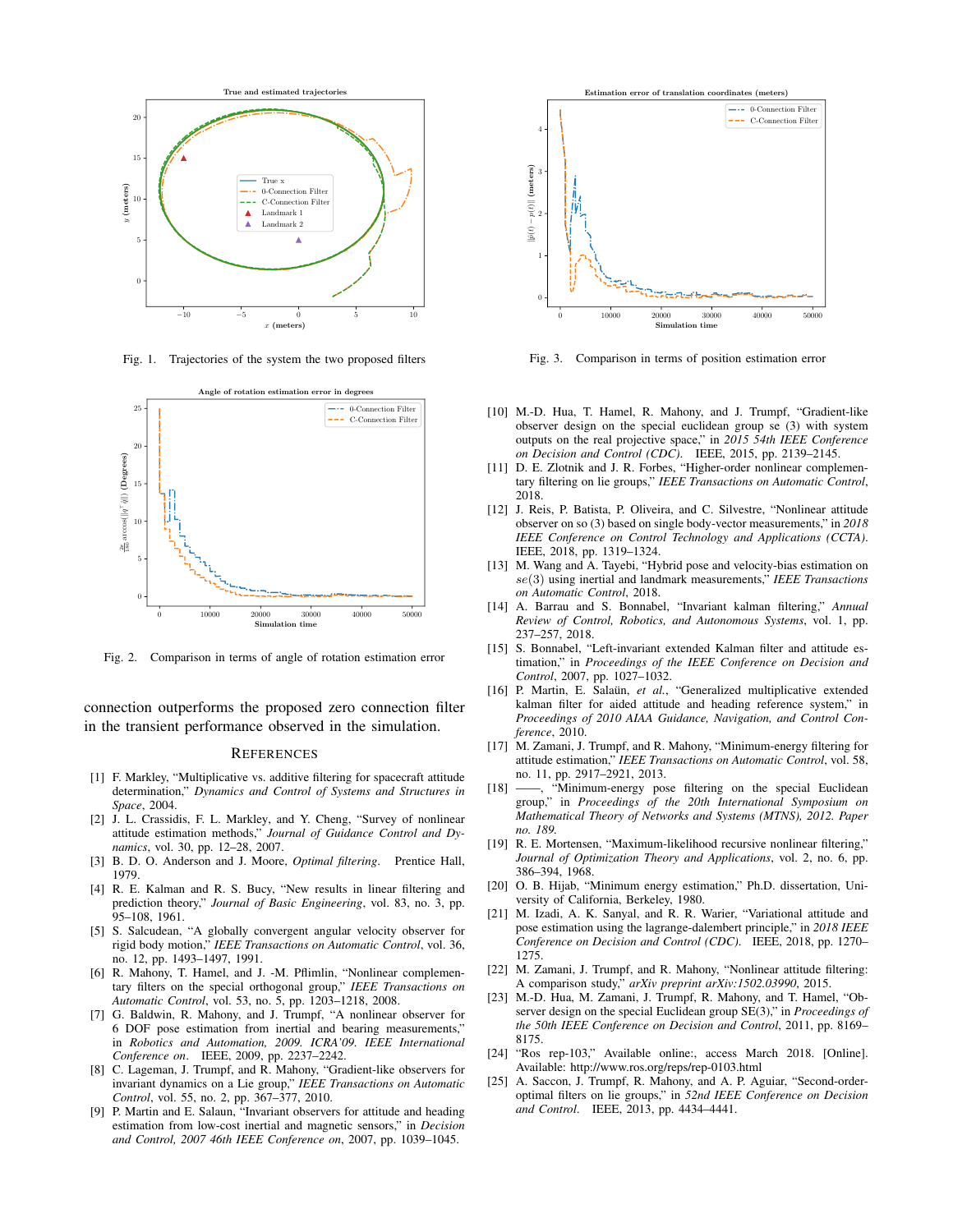True and estimated trajectories

20
15
10
5
0

$y$ (meters)

−10 −5 0 5 10

$x$ (meters)

True x
0-Connection Filter
C-Connection Filter
Landmark 1
Landmark 2

Fig. 1. Trajectories of the system the two proposed filters

Angle of rotation estimation error in degrees

25
20
15
10
5
0

$\frac{2\pi}{180}$ arccos($\|q^\top \hat{q}\|$) (Degrees)

0 10000 20000 30000 40000 50000

Simulation time

0-Connection Filter
C-Connection Filter

Fig. 2. Comparison in terms of angle of rotation estimation error

connection outperforms the proposed zero connection filter in the transient performance observed in the simulation.

Estimation error of translation coordinates (meters)

4
3
2
1
0

$\|\hat{p}(t) - p(t)\|$ (meters)

0 10000 20000 30000 40000 50000

Simulation time

0-Connection Filter
C-Connection Filter

Fig. 3. Comparison in terms of position estimation error

## References

[1] F. Markley, "Multiplicative vs. additive filtering for spacecraft attitude determination," *Dynamics and Control of Systems and Structures in Space*, 2004.

[2] J. L. Crassidis, F. L. Markley, and Y. Cheng, "Survey of nonlinear attitude estimation methods," *Journal of Guidance Control and Dynamics*, vol. 30, pp. 12–28, 2007.

[3] B. D. O. Anderson and J. Moore, *Optimal filtering*. Prentice Hall, 1979.

[4] R. E. Kalman and R. S. Bucy, "New results in linear filtering and prediction theory," *Journal of Basic Engineering*, vol. 83, no. 3, pp. 95–108, 1961.

[5] S. Salcudean, "A globally convergent angular velocity observer for rigid body motion," *IEEE Transactions on Automatic Control*, vol. 36, no. 12, pp. 1493–1497, 1991.

[6] R. Mahony, T. Hamel, and J. -M. Pflimlin, "Nonlinear complementary filters on the special orthogonal group," *IEEE Transactions on Automatic Control*, vol. 53, no. 5, pp. 1203–1218, 2008.

[7] G. Baldwin, R. Mahony, and J. Trumpf, "A nonlinear observer for 6 DOF pose estimation from inertial and bearing measurements," in *Robotics and Automation, 2009. ICRA'09. IEEE International Conference on*. IEEE, 2009, pp. 2237–2242.

[8] C. Lageman, J. Trumpf, and R. Mahony, "Gradient-like observers for invariant dynamics on a Lie group," *IEEE Transactions on Automatic Control*, vol. 55, no. 2, pp. 367–377, 2010.

[9] P. Martin and E. Salaun, "Invariant observers for attitude and heading estimation from low-cost inertial and magnetic sensors," in *Decision and Control, 2007 46th IEEE Conference on*, 2007, pp. 1039–1045.

[10] M.-D. Hua, T. Hamel, R. Mahony, and J. Trumpf, "Gradient-like observer design on the special euclidean group se (3) with system outputs on the real projective space," in *2015 54th IEEE Conference on Decision and Control (CDC)*. IEEE, 2015, pp. 2139–2145.

[11] D. E. Zlotnik and J. R. Forbes, "Higher-order nonlinear complementary filtering on lie groups," *IEEE Transactions on Automatic Control*, 2018.

[12] J. Reis, P. Batista, P. Oliveira, and C. Silvestre, "Nonlinear attitude observer on so (3) based on single body-vector measurements," in *2018 IEEE Conference on Control Technology and Applications (CCTA)*. IEEE, 2018, pp. 1319–1324.

[13] M. Wang and A. Tayebi, "Hybrid pose and velocity-bias estimation on $se(3)$ using inertial and landmark measurements," *IEEE Transactions on Automatic Control*, 2018.

[14] A. Barrau and S. Bonnabel, "Invariant kalman filtering," *Annual Review of Control, Robotics, and Autonomous Systems*, vol. 1, pp. 237–257, 2018.

[15] S. Bonnabel, "Left-invariant extended Kalman filter and attitude estimation," in *Proceedings of the IEEE Conference on Decision and Control*, 2007, pp. 1027–1032.

[16] P. Martin, E. Salaün, *et al.*, "Generalized multiplicative extended kalman filter for aided attitude and heading reference system," in *Proceedings of 2010 AIAA Guidance, Navigation, and Control Conference*, 2010.

[17] M. Zamani, J. Trumpf, and R. Mahony, "Minimum-energy filtering for attitude estimation," *IEEE Transactions on Automatic Control*, vol. 58, no. 11, pp. 2917–2921, 2013.

[18] ——, "Minimum-energy pose filtering on the special Euclidean group," in *Proceedings of the 20th International Symposium on Mathematical Theory of Networks and Systems (MTNS), 2012. Paper no. 189*.

[19] R. E. Mortensen, "Maximum-likelihood recursive nonlinear filtering," *Journal of Optimization Theory and Applications*, vol. 2, no. 6, pp. 386–394, 1968.

[20] O. B. Hijab, "Minimum energy estimation," Ph.D. dissertation, University of California, Berkeley, 1980.

[21] M. Izadi, A. K. Sanyal, and R. R. Warier, "Variational attitude and pose estimation using the lagrange-dalembert principle," in *2018 IEEE Conference on Decision and Control (CDC)*. IEEE, 2018, pp. 1270–1275.

[22] M. Zamani, J. Trumpf, and R. Mahony, "Nonlinear attitude filtering: A comparison study," *arXiv preprint arXiv:1502.03990*, 2015.

[23] M.-D. Hua, M. Zamani, J. Trumpf, R. Mahony, and T. Hamel, "Observer design on the special Euclidean group SE(3)," in *Proceedings of the 50th IEEE Conference on Decision and Control*, 2011, pp. 8169–8175.

[24] "Ros rep-103," Available online:, access March 2018. [Online]. Available: http://www.ros.org/reps/rep-0103.html

[25] A. Saccon, J. Trumpf, R. Mahony, and A. P. Aguiar, "Second-order-optimal filters on lie groups," in *52nd IEEE Conference on Decision and Control*. IEEE, 2013, pp. 4434–4441.